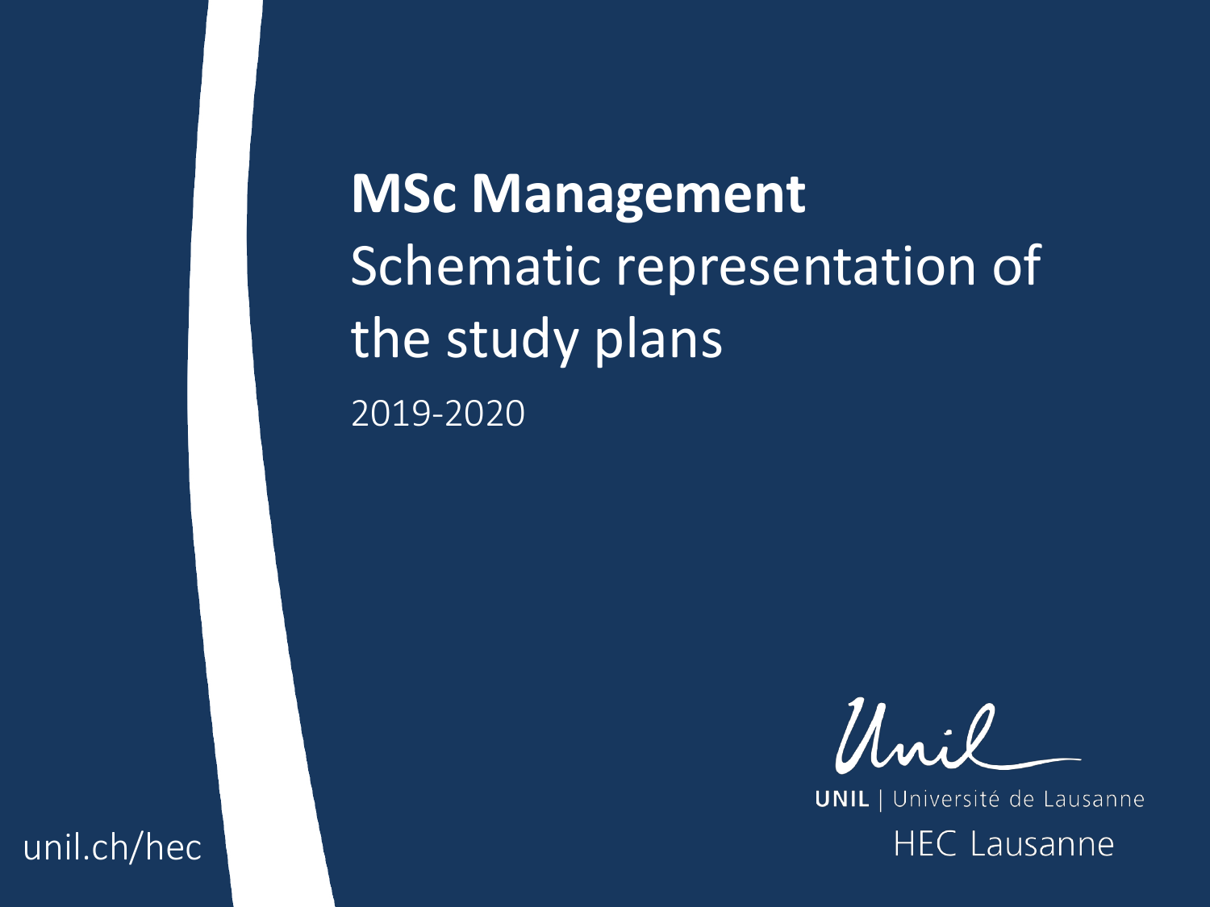# MSc Management

Schematic representation of the study plans

2019-2020

UNIL | Université de Lausanne

HEC Lausanne

unil.ch/hec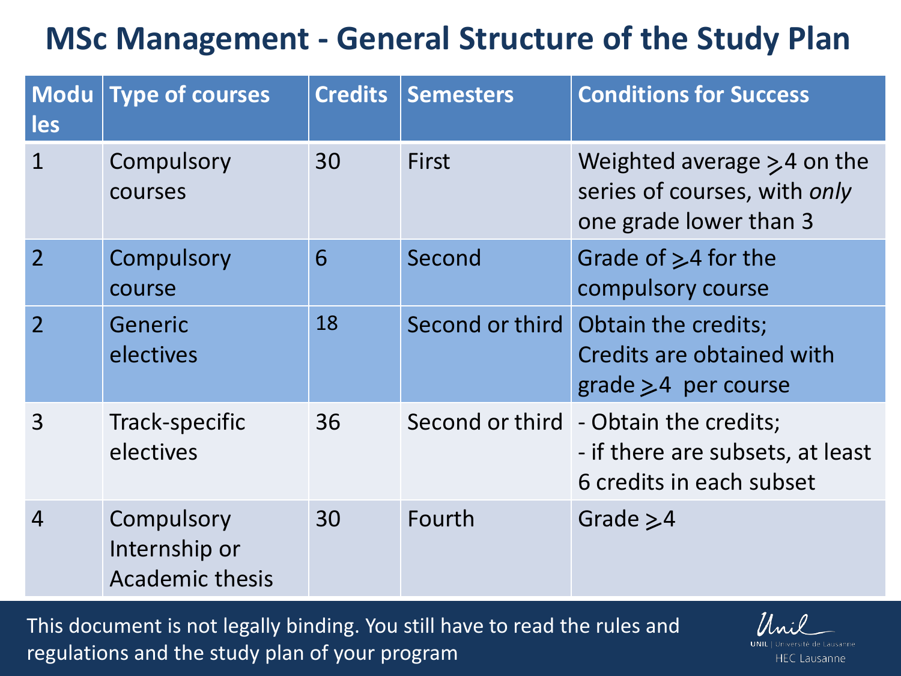# MSc Management - General Structure of the Study Plan

| Modules | Type of courses | Credits | Semesters | Conditions for Success |
|---|---|---|---|---|
| 1 | Compulsory courses | 30 | First | Weighted average ⩾4 on the series of courses, with *only* one grade lower than 3 |
| 2 | Compulsory course | 6 | Second | Grade of ⩾4 for the compulsory course |
| 2 | Generic electives | 18 | Second or third | Obtain the credits; Credits are obtained with grade ⩾4 per course |
| 3 | Track-specific electives | 36 | Second or third | - Obtain the credits; - if there are subsets, at least 6 credits in each subset |
| 4 | Compulsory Internship or Academic thesis | 30 | Fourth | Grade ⩾4 |

This document is not legally binding. You still have to read the rules and regulations and the study plan of your program

UNIL | Université de Lausanne
HEC Lausanne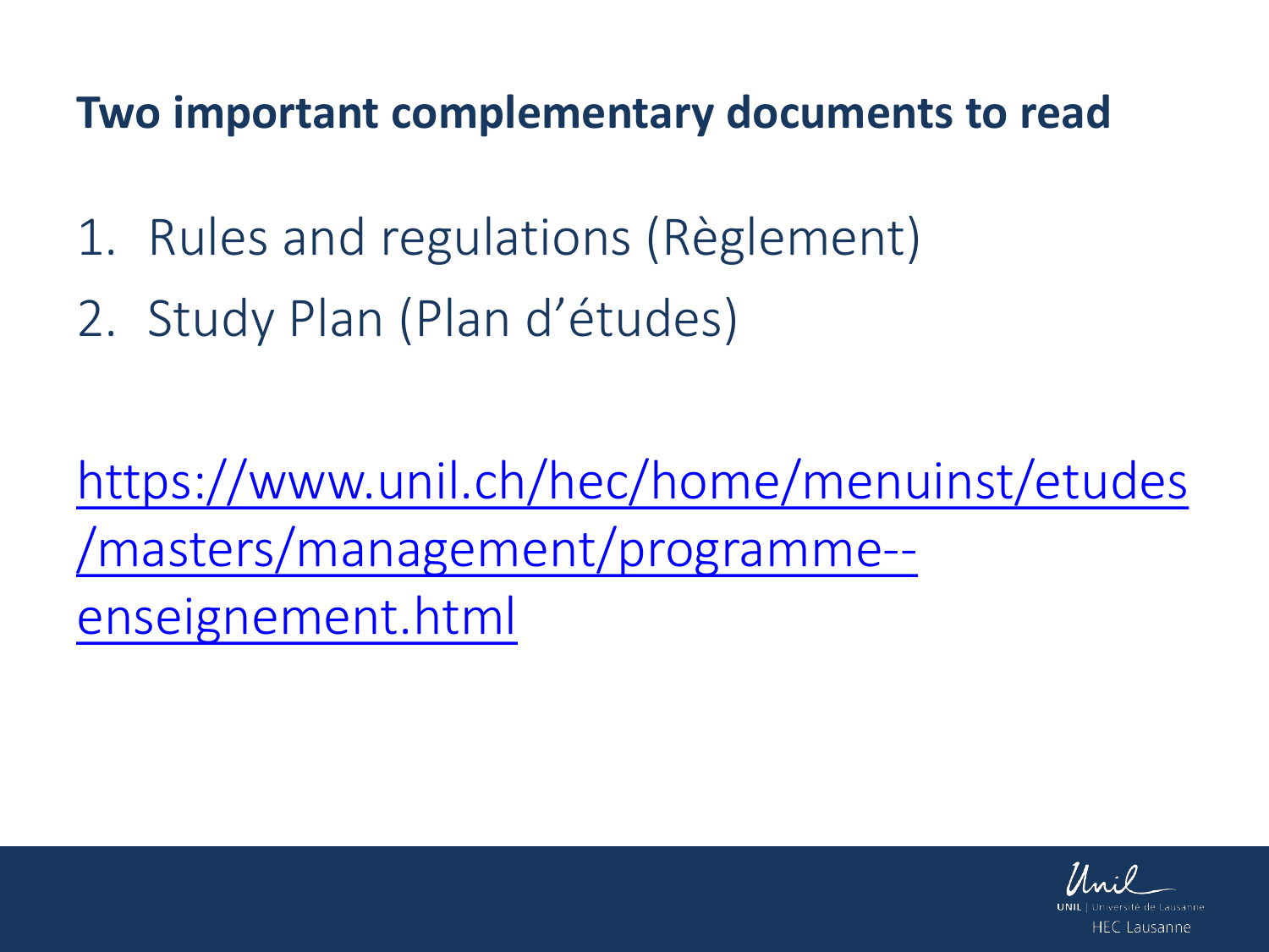## Two important complementary documents to read

1. Rules and regulations (Règlement)
2. Study Plan (Plan d'études)

https://www.unil.ch/hec/home/menuinst/etudes/masters/management/programme--enseignement.html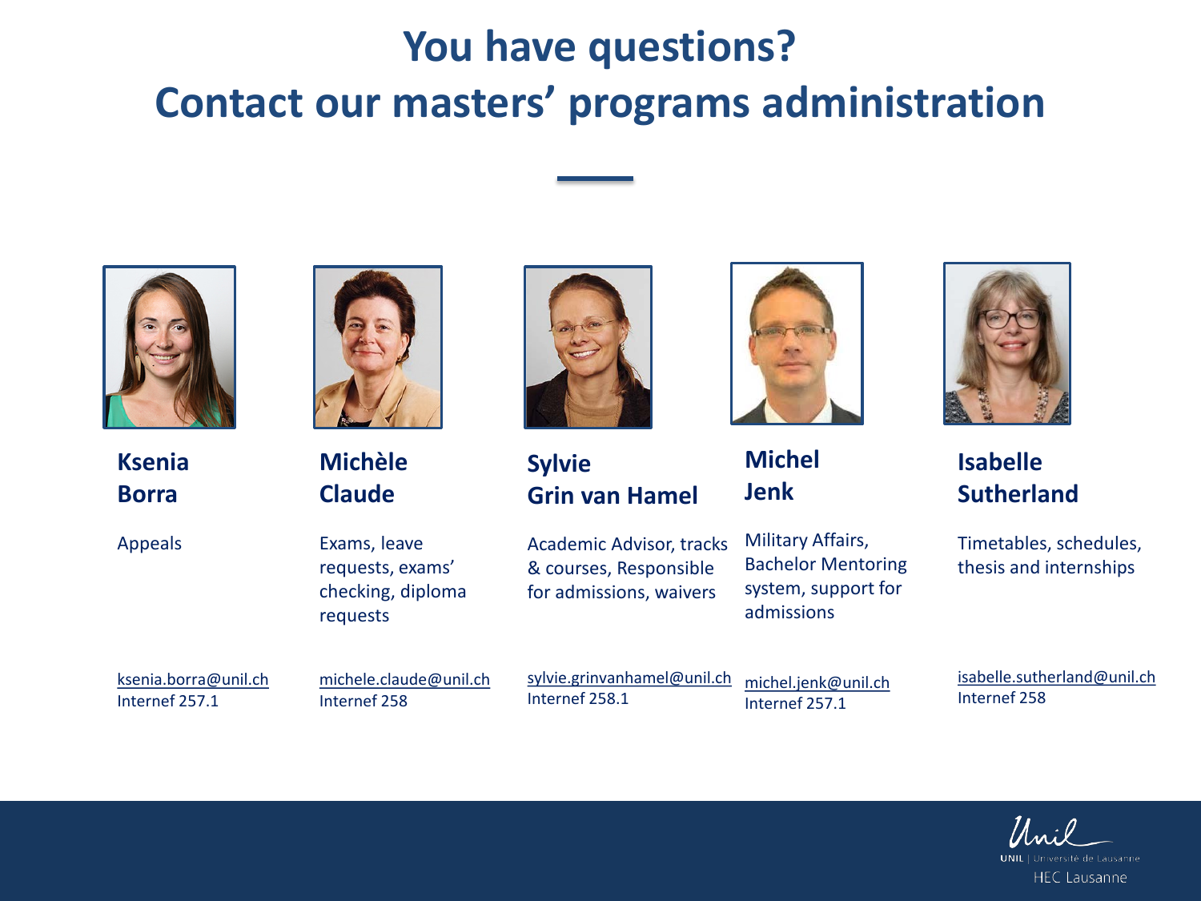# You have questions?
# Contact our masters' programs administration

**Ksenia Borra**

Appeals

ksenia.borra@unil.ch
Internef 257.1

**Michèle Claude**

Exams, leave requests, exams' checking, diploma requests

michele.claude@unil.ch
Internef 258

**Sylvie Grin van Hamel**

Academic Advisor, tracks & courses, Responsible for admissions, waivers

sylvie.grinvanhamel@unil.ch
Internef 258.1

**Michel Jenk**

Military Affairs, Bachelor Mentoring system, support for admissions

michel.jenk@unil.ch
Internef 257.1

**Isabelle Sutherland**

Timetables, schedules, thesis and internships

isabelle.sutherland@unil.ch
Internef 258

UNIL | Université de Lausanne
HEC Lausanne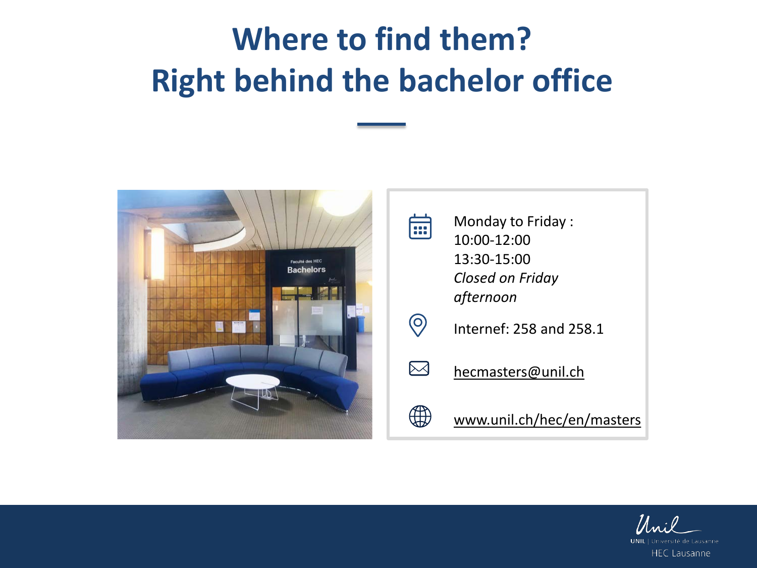# Where to find them?
# Right behind the bachelor office

Monday to Friday :
10:00-12:00
13:30-15:00
*Closed on Friday afternoon*

Internef: 258 and 258.1

hecmasters@unil.ch

www.unil.ch/hec/en/masters